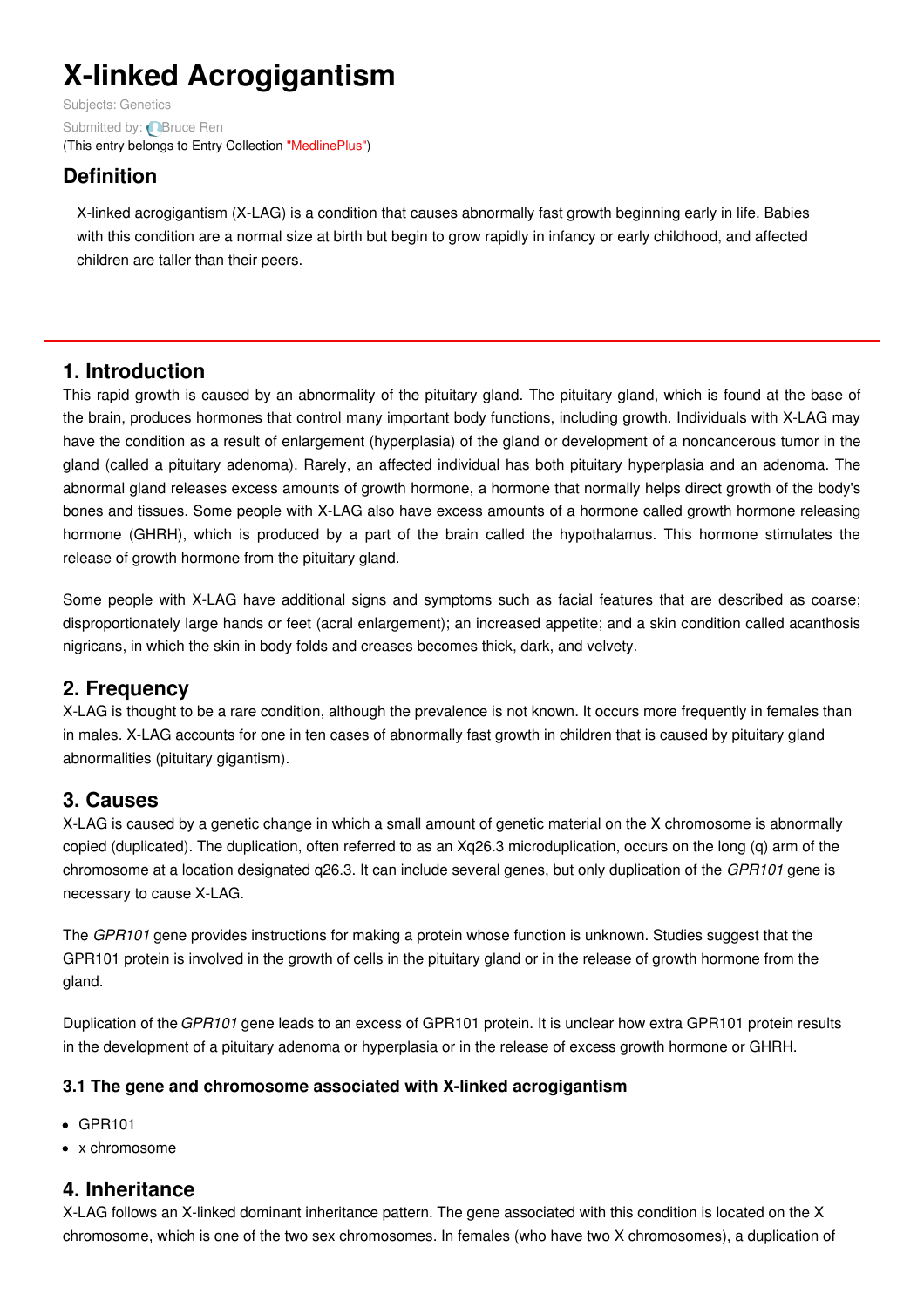# X-linked Acrogigantism

Subjects: Genetics

Submitted by: Bruce Ren

(This entry belongs to Entry Collection "MedlinePlus")

## Definition

X-linked acrogigantism (X-LAG) is a condition that causes abnormally fast growth beginning early in life. Babies with this condition are a normal size at birth but begin to grow rapidly in infancy or early childhood, and affected children are taller than their peers.

## 1. Introduction

This rapid growth is caused by an abnormality of the pituitary gland. The pituitary gland, which is found at the base of the brain, produces hormones that control many important body functions, including growth. Individuals with X-LAG may have the condition as a result of enlargement (hyperplasia) of the gland or development of a noncancerous tumor in the gland (called a pituitary adenoma). Rarely, an affected individual has both pituitary hyperplasia and an adenoma. The abnormal gland releases excess amounts of growth hormone, a hormone that normally helps direct growth of the body's bones and tissues. Some people with X-LAG also have excess amounts of a hormone called growth hormone releasing hormone (GHRH), which is produced by a part of the brain called the hypothalamus. This hormone stimulates the release of growth hormone from the pituitary gland.

Some people with X-LAG have additional signs and symptoms such as facial features that are described as coarse; disproportionately large hands or feet (acral enlargement); an increased appetite; and a skin condition called acanthosis nigricans, in which the skin in body folds and creases becomes thick, dark, and velvety.

## 2. Frequency

X-LAG is thought to be a rare condition, although the prevalence is not known. It occurs more frequently in females than in males. X-LAG accounts for one in ten cases of abnormally fast growth in children that is caused by pituitary gland abnormalities (pituitary gigantism).

## 3. Causes

X-LAG is caused by a genetic change in which a small amount of genetic material on the X chromosome is abnormally copied (duplicated). The duplication, often referred to as an Xq26.3 microduplication, occurs on the long (q) arm of the chromosome at a location designated q26.3. It can include several genes, but only duplication of the *GPR101* gene is necessary to cause X-LAG.

The *GPR101* gene provides instructions for making a protein whose function is unknown. Studies suggest that the GPR101 protein is involved in the growth of cells in the pituitary gland or in the release of growth hormone from the gland.

Duplication of the *GPR101* gene leads to an excess of GPR101 protein. It is unclear how extra GPR101 protein results in the development of a pituitary adenoma or hyperplasia or in the release of excess growth hormone or GHRH.

### 3.1 The gene and chromosome associated with X-linked acrogigantism

- GPR101
- x chromosome

## 4. Inheritance

X-LAG follows an X-linked dominant inheritance pattern. The gene associated with this condition is located on the X chromosome, which is one of the two sex chromosomes. In females (who have two X chromosomes), a duplication of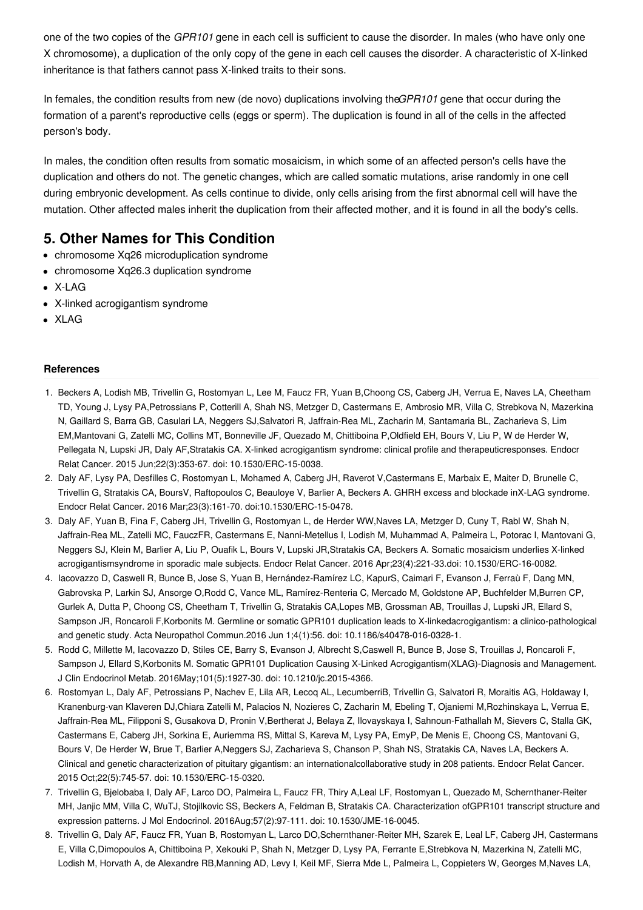one of the two copies of the *GPR101* gene in each cell is sufficient to cause the disorder. In males (who have only one X chromosome), a duplication of the only copy of the gene in each cell causes the disorder. A characteristic of X-linked inheritance is that fathers cannot pass X-linked traits to their sons.

In females, the condition results from new (de novo) duplications involving the*GPR101* gene that occur during the formation of a parent's reproductive cells (eggs or sperm). The duplication is found in all of the cells in the affected person's body.

In males, the condition often results from somatic mosaicism, in which some of an affected person's cells have the duplication and others do not. The genetic changes, which are called somatic mutations, arise randomly in one cell during embryonic development. As cells continue to divide, only cells arising from the first abnormal cell will have the mutation. Other affected males inherit the duplication from their affected mother, and it is found in all the body's cells.

## 5. Other Names for This Condition

- chromosome Xq26 microduplication syndrome
- chromosome Xq26.3 duplication syndrome
- X-LAG
- X-linked acrogigantism syndrome
- XLAG

### References

1. Beckers A, Lodish MB, Trivellin G, Rostomyan L, Lee M, Faucz FR, Yuan B,Choong CS, Caberg JH, Verrua E, Naves LA, Cheetham TD, Young J, Lysy PA,Petrossians P, Cotterill A, Shah NS, Metzger D, Castermans E, Ambrosio MR, Villa C, Strebkova N, Mazerkina N, Gaillard S, Barra GB, Casulari LA, Neggers SJ,Salvatori R, Jaffrain-Rea ML, Zacharin M, Santamaria BL, Zacharieva S, Lim EM,Mantovani G, Zatelli MC, Collins MT, Bonneville JF, Quezado M, Chittiboina P,Oldfield EH, Bours V, Liu P, W de Herder W, Pellegata N, Lupski JR, Daly AF,Stratakis CA. X-linked acrogigantism syndrome: clinical profile and therapeuticresponses. Endocr Relat Cancer. 2015 Jun;22(3):353-67. doi: 10.1530/ERC-15-0038.
2. Daly AF, Lysy PA, Desfilles C, Rostomyan L, Mohamed A, Caberg JH, Raverot V,Castermans E, Marbaix E, Maiter D, Brunelle C, Trivellin G, Stratakis CA, BoursV, Raftopoulos C, Beauloye V, Barlier A, Beckers A. GHRH excess and blockade inX-LAG syndrome. Endocr Relat Cancer. 2016 Mar;23(3):161-70. doi:10.1530/ERC-15-0478.
3. Daly AF, Yuan B, Fina F, Caberg JH, Trivellin G, Rostomyan L, de Herder WW,Naves LA, Metzger D, Cuny T, Rabl W, Shah N, Jaffrain-Rea ML, Zatelli MC, FauczFR, Castermans E, Nanni-Metellus I, Lodish M, Muhammad A, Palmeira L, Potorac I, Mantovani G, Neggers SJ, Klein M, Barlier A, Liu P, Ouafik L, Bours V, Lupski JR,Stratakis CA, Beckers A. Somatic mosaicism underlies X-linked acrogigantismsyndrome in sporadic male subjects. Endocr Relat Cancer. 2016 Apr;23(4):221-33.doi: 10.1530/ERC-16-0082.
4. Iacovazzo D, Caswell R, Bunce B, Jose S, Yuan B, Hernández-Ramírez LC, KapurS, Caimari F, Evanson J, Ferraù F, Dang MN, Gabrovska P, Larkin SJ, Ansorge O,Rodd C, Vance ML, Ramírez-Renteria C, Mercado M, Goldstone AP, Buchfelder M,Burren CP, Gurlek A, Dutta P, Choong CS, Cheetham T, Trivellin G, Stratakis CA,Lopes MB, Grossman AB, Trouillas J, Lupski JR, Ellard S, Sampson JR, Roncaroli F,Korbonits M. Germline or somatic GPR101 duplication leads to X-linkedacrogigantism: a clinico-pathological and genetic study. Acta Neuropathol Commun.2016 Jun 1;4(1):56. doi: 10.1186/s40478-016-0328-1.
5. Rodd C, Millette M, Iacovazzo D, Stiles CE, Barry S, Evanson J, Albrecht S,Caswell R, Bunce B, Jose S, Trouillas J, Roncaroli F, Sampson J, Ellard S,Korbonits M. Somatic GPR101 Duplication Causing X-Linked Acrogigantism(XLAG)-Diagnosis and Management. J Clin Endocrinol Metab. 2016May;101(5):1927-30. doi: 10.1210/jc.2015-4366.
6. Rostomyan L, Daly AF, Petrossians P, Nachev E, Lila AR, Lecoq AL, LecumberriB, Trivellin G, Salvatori R, Moraitis AG, Holdaway I, Kranenburg-van Klaveren DJ,Chiara Zatelli M, Palacios N, Nozieres C, Zacharin M, Ebeling T, Ojaniemi M,Rozhinskaya L, Verrua E, Jaffrain-Rea ML, Filipponi S, Gusakova D, Pronin V,Bertherat J, Belaya Z, Ilovayskaya I, Sahnoun-Fathallah M, Sievers C, Stalla GK, Castermans E, Caberg JH, Sorkina E, Auriemma RS, Mittal S, Kareva M, Lysy PA, EmyP, De Menis E, Choong CS, Mantovani G, Bours V, De Herder W, Brue T, Barlier A,Neggers SJ, Zacharieva S, Chanson P, Shah NS, Stratakis CA, Naves LA, Beckers A. Clinical and genetic characterization of pituitary gigantism: an internationalcollaborative study in 208 patients. Endocr Relat Cancer. 2015 Oct;22(5):745-57. doi: 10.1530/ERC-15-0320.
7. Trivellin G, Bjelobaba I, Daly AF, Larco DO, Palmeira L, Faucz FR, Thiry A,Leal LF, Rostomyan L, Quezado M, Schernthaner-Reiter MH, Janjic MM, Villa C, WuTJ, Stojilkovic SS, Beckers A, Feldman B, Stratakis CA. Characterization ofGPR101 transcript structure and expression patterns. J Mol Endocrinol. 2016Aug;57(2):97-111. doi: 10.1530/JME-16-0045.
8. Trivellin G, Daly AF, Faucz FR, Yuan B, Rostomyan L, Larco DO,Schernthaner-Reiter MH, Szarek E, Leal LF, Caberg JH, Castermans E, Villa C,Dimopoulos A, Chittiboina P, Xekouki P, Shah N, Metzger D, Lysy PA, Ferrante E,Strebkova N, Mazerkina N, Zatelli MC, Lodish M, Horvath A, de Alexandre RB,Manning AD, Levy I, Keil MF, Sierra Mde L, Palmeira L, Coppieters W, Georges M,Naves LA,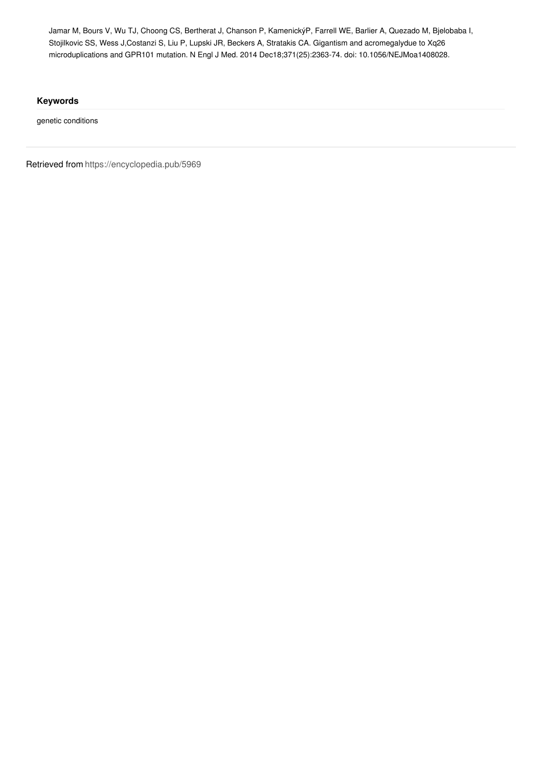Jamar M, Bours V, Wu TJ, Choong CS, Bertherat J, Chanson P, KamenickýP, Farrell WE, Barlier A, Quezado M, Bjelobaba I, Stojilkovic SS, Wess J,Costanzi S, Liu P, Lupski JR, Beckers A, Stratakis CA. Gigantism and acromegalydue to Xq26 microduplications and GPR101 mutation. N Engl J Med. 2014 Dec18;371(25):2363-74. doi: 10.1056/NEJMoa1408028.

## Keywords

genetic conditions

Retrieved from https://encyclopedia.pub/5969